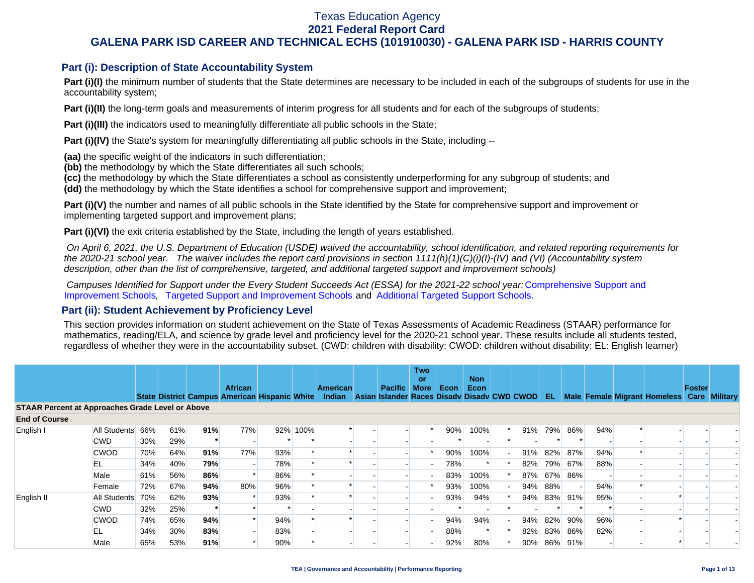# Texas Education Agency
## 2021 Federal Report Card
## GALENA PARK ISD CAREER AND TECHNICAL ECHS (101910030) - GALENA PARK ISD - HARRIS COUNTY

### Part (i): Description of State Accountability System

**Part (i)(I)** the minimum number of students that the State determines are necessary to be included in each of the subgroups of students for use in the accountability system;

**Part (i)(II)** the long-term goals and measurements of interim progress for all students and for each of the subgroups of students;

**Part (i)(III)** the indicators used to meaningfully differentiate all public schools in the State;

**Part (i)(IV)** the State's system for meaningfully differentiating all public schools in the State, including --

**(aa)** the specific weight of the indicators in such differentiation;
**(bb)** the methodology by which the State differentiates all such schools;
**(cc)** the methodology by which the State differentiates a school as consistently underperforming for any subgroup of students; and
**(dd)** the methodology by which the State identifies a school for comprehensive support and improvement;

**Part (i)(V)** the number and names of all public schools in the State identified by the State for comprehensive support and improvement or implementing targeted support and improvement plans;

**Part (i)(VI)** the exit criteria established by the State, including the length of years established.

*On April 6, 2021, the U.S. Department of Education (USDE) waived the accountability, school identification, and related reporting requirements for the 2020-21 school year. The waiver includes the report card provisions in section 1111(h)(1)(C)(i)(I)-(IV) and (VI) (Accountability system description, other than the list of comprehensive, targeted, and additional targeted support and improvement schools)*

*Campuses Identified for Support under the Every Student Succeeds Act (ESSA) for the 2021-22 school year:* Comprehensive Support and Improvement Schools, Targeted Support and Improvement Schools and Additional Targeted Support Schools.

### Part (ii): Student Achievement by Proficiency Level

This section provides information on student achievement on the State of Texas Assessments of Academic Readiness (STAAR) performance for mathematics, reading/ELA, and science by grade level and proficiency level for the 2020-21 school year. These results include all students tested, regardless of whether they were in the accountability subset. (CWD: children with disability; CWOD: children without disability; EL: English learner)

| | | State | District | Campus | African American | Hispanic | White | American Indian | Asian | Pacific Islander | Two or More Races | Econ Disadv | Non Econ Disadv | CWD | CWOD | EL | Male | Female | Migrant | Homeless | Foster Care | Military |
|---|---|---|---|---|---|---|---|---|---|---|---|---|---|---|---|---|---|---|---|---|---|---|
| **STAAR Percent at Approaches Grade Level or Above** | | | | | | | | | | | | | | | | | | | | | | |
| **End of Course** | | | | | | | | | | | | | | | | | | | | | | |
| English I | All Students | 66% | 61% | **91%** | 77% | 92% | 100% | * | - | - | * | 90% | 100% | * | 91% | 79% | 86% | 94% | * | - | - | - |
| | CWD | 30% | 29% | ***** | - | * | * | - | - | - | - | * | - | * | - | * | * | - | - | - | - | - |
| | CWOD | 70% | 64% | **91%** | 77% | 93% | * | * | - | - | * | 90% | 100% | - | 91% | 82% | 87% | 94% | * | - | - | - |
| | EL | 34% | 40% | **79%** | - | 78% | * | * | - | - | - | 78% | * | * | 82% | 79% | 67% | 88% | - | - | - | - |
| | Male | 61% | 56% | **86%** | * | 86% | * | - | - | - | - | 83% | 100% | * | 87% | 67% | 86% | - | - | - | - | - |
| | Female | 72% | 67% | **94%** | 80% | 96% | * | * | - | - | * | 93% | 100% | - | 94% | 88% | - | 94% | * | - | - | - |
| English II | All Students | 70% | 62% | **93%** | * | 93% | * | * | - | - | - | 93% | 94% | * | 94% | 83% | 91% | 95% | - | * | - | - |
| | CWD | 32% | 25% | ***** | * | * | - | - | - | - | - | * | - | * | - | * | * | * | - | - | - | - |
| | CWOD | 74% | 65% | **94%** | * | 94% | * | * | - | - | - | 94% | 94% | - | 94% | 82% | 90% | 96% | - | * | - | - |
| | EL | 34% | 30% | **83%** | - | 83% | - | - | - | - | - | 88% | * | * | 82% | 83% | 86% | 82% | - | - | - | - |
| | Male | 65% | 53% | **91%** | * | 90% | * | - | - | - | - | 92% | 80% | * | 90% | 86% | 91% | - | - | * | - | - |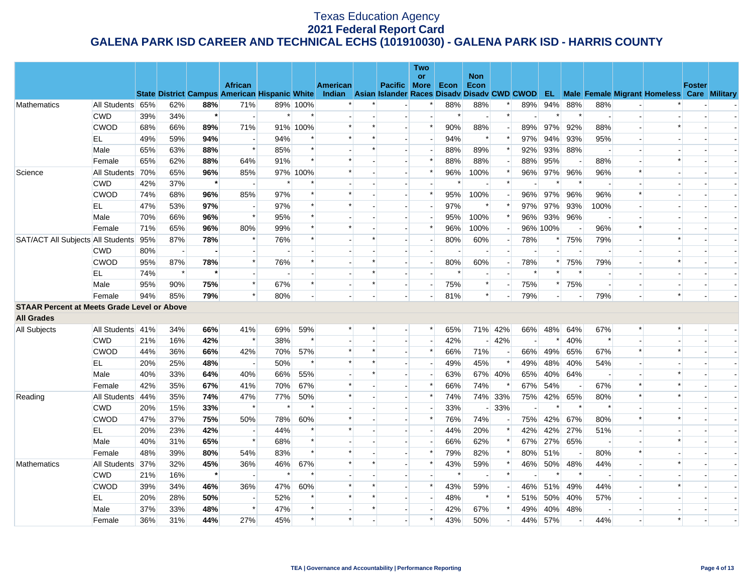# Texas Education Agency
## 2021 Federal Report Card
## GALENA PARK ISD CAREER AND TECHNICAL ECHS (101910030) - GALENA PARK ISD - HARRIS COUNTY

| | | State | District | Campus | African American | Hispanic | White | American Indian | Asian | Pacific Islander | Two or More Races | Econ Disadv | Non Econ Disadv | CWD | CWOD | EL | Male | Female | Migrant | Homeless | Foster Care | Military |
|---|---|---|---|---|---|---|---|---|---|---|---|---|---|---|---|---|---|---|---|---|---|---|
| Mathematics | All Students | 65% | 62% | **88%** | 71% | 89% | 100% | * | * | - | * | 88% | 88% | * | 89% | 94% | 88% | 88% | - | * | - | - |
| | CWD | 39% | 34% | * | - | * | * | - | - | - | - | * | - | * | - | * | * | - | - | - | - | - |
| | CWOD | 68% | 66% | **89%** | 71% | 91% | 100% | * | * | - | * | 90% | 88% | - | 89% | 97% | 92% | 88% | - | * | - | - |
| | EL | 49% | 59% | **94%** | - | 94% | * | * | * | - | - | 94% | * | * | 97% | 94% | 93% | 95% | - | - | - | - |
| | Male | 65% | 63% | **88%** | * | 85% | * | - | * | - | - | 88% | 89% | * | 92% | 93% | 88% | - | - | - | - | - |
| | Female | 65% | 62% | **88%** | 64% | 91% | * | * | - | - | * | 88% | 88% | - | 88% | 95% | - | 88% | - | * | - | - |
| Science | All Students | 70% | 65% | **96%** | 85% | 97% | 100% | * | - | - | * | 96% | 100% | * | 96% | 97% | 96% | 96% | * | - | - | - |
| | CWD | 42% | 37% | * | - | * | * | - | - | - | - | * | - | * | - | * | * | - | - | - | - | - |
| | CWOD | 74% | 68% | **96%** | 85% | 97% | * | * | - | - | * | 95% | 100% | - | 96% | 97% | 96% | 96% | * | - | - | - |
| | EL | 47% | 53% | **97%** | - | 97% | * | * | - | - | - | 97% | * | * | 97% | 97% | 93% | 100% | - | - | - | - |
| | Male | 70% | 66% | **96%** | * | 95% | * | - | - | - | - | 95% | 100% | * | 96% | 93% | 96% | - | - | - | - | - |
| | Female | 71% | 65% | **96%** | 80% | 99% | * | * | - | - | * | 96% | 100% | - | 96% | 100% | - | 96% | * | - | - | - |
| SAT/ACT All Subjects | All Students | 95% | 87% | **78%** | * | 76% | * | - | * | - | - | 80% | 60% | - | 78% | * | 75% | 79% | - | * | - | - |
| | CWD | 80% | - | **-** | - | - | - | - | - | - | - | - | - | - | - | - | - | - | - | - | - | - |
| | CWOD | 95% | 87% | **78%** | * | 76% | * | - | * | - | - | 80% | 60% | - | 78% | * | 75% | 79% | - | * | - | - |
| | EL | 74% | * | * | - | - | - | - | * | - | - | * | - | - | * | * | * | - | - | - | - | - |
| | Male | 95% | 90% | **75%** | * | 67% | * | - | * | - | - | 75% | * | - | 75% | * | 75% | - | - | - | - | - |
| | Female | 94% | 85% | **79%** | * | 80% | - | - | - | - | - | 81% | * | - | 79% | - | - | 79% | - | * | - | - |
| **STAAR Percent at Meets Grade Level or Above** | | | | | | | | | | | | | | | | | | | | | | |
| **All Grades** | | | | | | | | | | | | | | | | | | | | | | |
| All Subjects | All Students | 41% | 34% | **66%** | 41% | 69% | 59% | * | * | - | * | 65% | 71% | 42% | 66% | 48% | 64% | 67% | * | * | - | - |
| | CWD | 21% | 16% | **42%** | * | 38% | * | - | - | - | - | 42% | - | 42% | - | * | 40% | * | - | - | - | - |
| | CWOD | 44% | 36% | **66%** | 42% | 70% | 57% | * | * | - | * | 66% | 71% | - | 66% | 49% | 65% | 67% | * | * | - | - |
| | EL | 20% | 25% | **48%** | - | 50% | * | * | * | - | - | 49% | 45% | * | 49% | 48% | 40% | 54% | - | - | - | - |
| | Male | 40% | 33% | **64%** | 40% | 66% | 55% | - | * | - | - | 63% | 67% | 40% | 65% | 40% | 64% | - | - | * | - | - |
| | Female | 42% | 35% | **67%** | 41% | 70% | 67% | * | - | - | * | 66% | 74% | * | 67% | 54% | - | 67% | * | * | - | - |
| Reading | All Students | 44% | 35% | **74%** | 47% | 77% | 50% | * | - | - | * | 74% | 74% | 33% | 75% | 42% | 65% | 80% | * | * | - | - |
| | CWD | 20% | 15% | **33%** | * | * | * | - | - | - | - | 33% | - | 33% | - | * | * | * | - | - | - | - |
| | CWOD | 47% | 37% | **75%** | 50% | 78% | 60% | * | - | - | * | 76% | 74% | - | 75% | 42% | 67% | 80% | * | * | - | - |
| | EL | 20% | 23% | **42%** | - | 44% | * | * | - | - | - | 44% | 20% | * | 42% | 42% | 27% | 51% | - | - | - | - |
| | Male | 40% | 31% | **65%** | * | 68% | * | - | - | - | - | 66% | 62% | * | 67% | 27% | 65% | - | - | * | - | - |
| | Female | 48% | 39% | **80%** | 54% | 83% | * | * | - | - | * | 79% | 82% | * | 80% | 51% | - | 80% | * | - | - | - |
| Mathematics | All Students | 37% | 32% | **45%** | 36% | 46% | 67% | * | * | - | * | 43% | 59% | * | 46% | 50% | 48% | 44% | - | * | - | - |
| | CWD | 21% | 16% | * | - | * | * | - | - | - | - | * | - | * | - | * | * | - | - | - | - | - |
| | CWOD | 39% | 34% | **46%** | 36% | 47% | 60% | * | * | - | * | 43% | 59% | - | 46% | 51% | 49% | 44% | - | * | - | - |
| | EL | 20% | 28% | **50%** | - | 52% | * | * | * | - | - | 48% | * | * | 51% | 50% | 40% | 57% | - | - | - | - |
| | Male | 37% | 33% | **48%** | * | 47% | * | - | * | - | - | 42% | 67% | * | 49% | 40% | 48% | - | - | - | - | - |
| | Female | 36% | 31% | **44%** | 27% | 45% | * | * | - | - | * | 43% | 50% | - | 44% | 57% | - | 44% | - | * | - | - |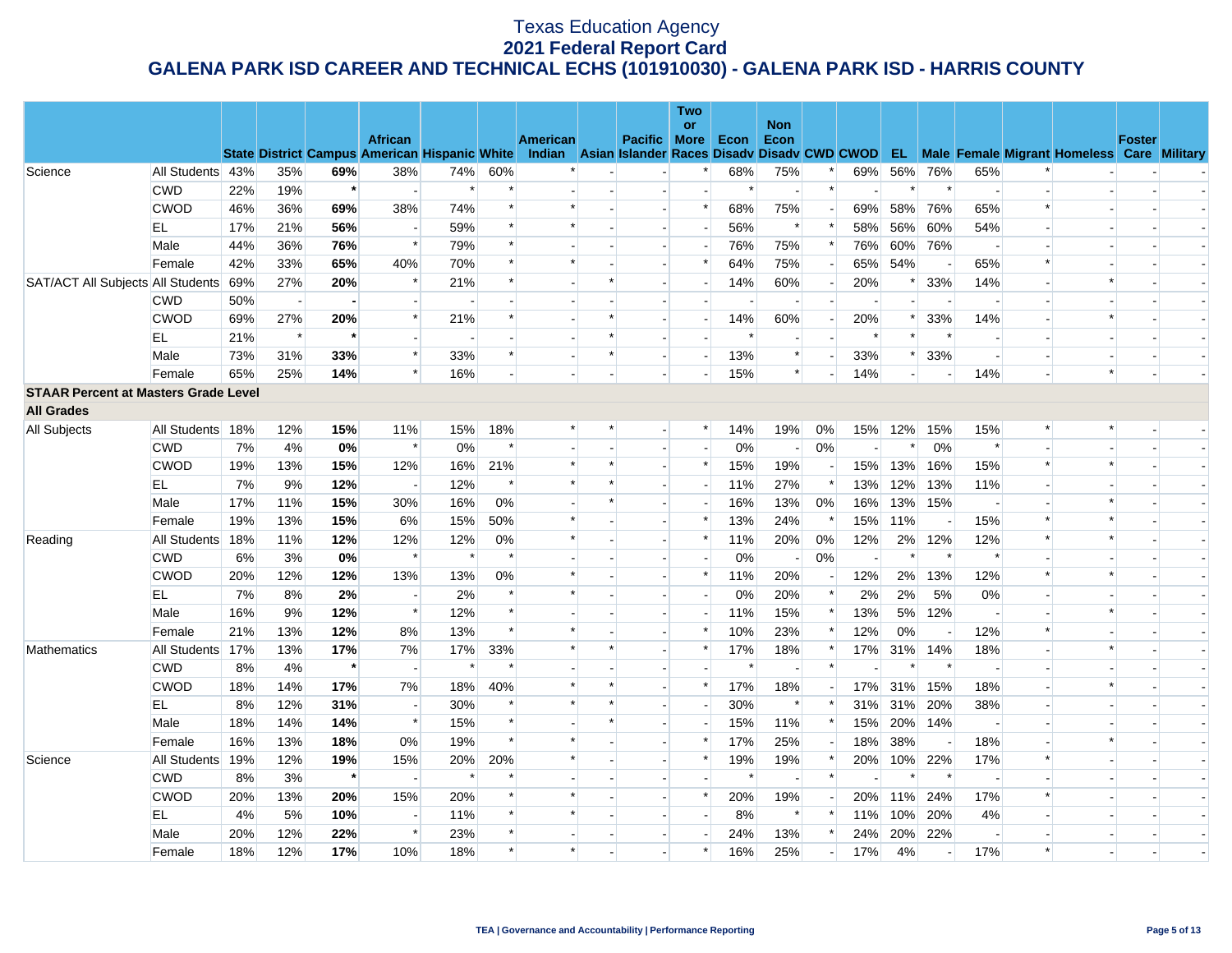# Texas Education Agency
## 2021 Federal Report Card
## GALENA PARK ISD CAREER AND TECHNICAL ECHS (101910030) - GALENA PARK ISD - HARRIS COUNTY

| | | State | District | Campus | African American | Hispanic | White | American Indian | Asian | Pacific Islander | Two or More Races | Econ Disadv | Non Econ Disadv | CWD | CWOD | EL | Male | Female | Migrant | Homeless | Foster Care | Military |
|---|---|---|---|---|---|---|---|---|---|---|---|---|---|---|---|---|---|---|---|---|---|---|
| Science | All Students | 43% | 35% | **69%** | 38% | 74% | 60% | * | - | - | * | 68% | 75% | * | 69% | 56% | 76% | 65% | * | - | - | - |
| | CWD | 22% | 19% | ***** | - | * | * | - | - | - | - | * | - | * | - | * | * | - | - | - | - | - |
| | CWOD | 46% | 36% | **69%** | 38% | 74% | * | * | - | - | * | 68% | 75% | - | 69% | 58% | 76% | 65% | * | - | - | - |
| | EL | 17% | 21% | **56%** | - | 59% | * | * | - | - | - | 56% | * | * | 58% | 56% | 60% | 54% | - | - | - | - |
| | Male | 44% | 36% | **76%** | * | 79% | * | - | - | - | - | 76% | 75% | * | 76% | 60% | 76% | - | - | - | - | - |
| | Female | 42% | 33% | **65%** | 40% | 70% | * | * | - | - | * | 64% | 75% | - | 65% | 54% | - | 65% | * | - | - | - |
| SAT/ACT All Subjects | All Students | 69% | 27% | **20%** | * | 21% | * | - | * | - | - | 14% | 60% | - | 20% | * | 33% | 14% | - | * | - | - |
| | CWD | 50% | - | **-** | - | - | - | - | - | - | - | - | - | - | - | - | - | - | - | - | - | - |
| | CWOD | 69% | 27% | **20%** | * | 21% | * | - | * | - | - | 14% | 60% | - | 20% | * | 33% | 14% | - | * | - | - |
| | EL | 21% | * | ***** | - | - | - | - | * | - | - | * | - | - | * | * | * | - | - | - | - | - |
| | Male | 73% | 31% | **33%** | * | 33% | * | - | * | - | - | 13% | * | - | 33% | * | 33% | - | - | - | - | - |
| | Female | 65% | 25% | **14%** | * | 16% | - | - | - | - | - | 15% | * | - | 14% | - | - | 14% | - | * | - | - |
| **STAAR Percent at Masters Grade Level** | | | | | | | | | | | | | | | | | | | | | | |
| **All Grades** | | | | | | | | | | | | | | | | | | | | | | |
| All Subjects | All Students | 18% | 12% | **15%** | 11% | 15% | 18% | * | * | - | * | 14% | 19% | 0% | 15% | 12% | 15% | 15% | * | * | - | - |
| | CWD | 7% | 4% | **0%** | * | 0% | * | - | - | - | - | 0% | - | 0% | - | * | 0% | * | - | - | - | - |
| | CWOD | 19% | 13% | **15%** | 12% | 16% | 21% | * | * | - | * | 15% | 19% | - | 15% | 13% | 16% | 15% | * | * | - | - |
| | EL | 7% | 9% | **12%** | - | 12% | * | * | * | - | - | 11% | 27% | * | 13% | 12% | 13% | 11% | - | - | - | - |
| | Male | 17% | 11% | **15%** | 30% | 16% | 0% | - | * | - | - | 16% | 13% | 0% | 16% | 13% | 15% | - | - | * | - | - |
| | Female | 19% | 13% | **15%** | 6% | 15% | 50% | * | - | - | * | 13% | 24% | * | 15% | 11% | - | 15% | * | * | - | - |
| Reading | All Students | 18% | 11% | **12%** | 12% | 12% | 0% | * | - | - | * | 11% | 20% | 0% | 12% | 2% | 12% | 12% | * | * | - | - |
| | CWD | 6% | 3% | **0%** | * | * | * | - | - | - | - | 0% | - | 0% | - | * | * | * | - | - | - | - |
| | CWOD | 20% | 12% | **12%** | 13% | 13% | 0% | * | - | - | * | 11% | 20% | - | 12% | 2% | 13% | 12% | * | * | - | - |
| | EL | 7% | 8% | **2%** | - | 2% | * | * | - | - | - | 0% | 20% | * | 2% | 2% | 5% | 0% | - | - | - | - |
| | Male | 16% | 9% | **12%** | * | 12% | * | - | - | - | - | 11% | 15% | * | 13% | 5% | 12% | - | - | * | - | - |
| | Female | 21% | 13% | **12%** | 8% | 13% | * | * | - | - | * | 10% | 23% | * | 12% | 0% | - | 12% | * | - | - | - |
| Mathematics | All Students | 17% | 13% | **17%** | 7% | 17% | 33% | * | * | - | * | 17% | 18% | * | 17% | 31% | 14% | 18% | - | * | - | - |
| | CWD | 8% | 4% | ***** | - | * | * | - | - | - | - | * | - | * | - | * | * | - | - | - | - | - |
| | CWOD | 18% | 14% | **17%** | 7% | 18% | 40% | * | * | - | * | 17% | 18% | - | 17% | 31% | 15% | 18% | - | * | - | - |
| | EL | 8% | 12% | **31%** | - | 30% | * | * | * | - | - | 30% | * | * | 31% | 31% | 20% | 38% | - | - | - | - |
| | Male | 18% | 14% | **14%** | * | 15% | * | - | * | - | - | 15% | 11% | * | 15% | 20% | 14% | - | - | - | - | - |
| | Female | 16% | 13% | **18%** | 0% | 19% | * | * | - | - | * | 17% | 25% | - | 18% | 38% | - | 18% | - | * | - | - |
| Science | All Students | 19% | 12% | **19%** | 15% | 20% | 20% | * | - | - | * | 19% | 19% | * | 20% | 10% | 22% | 17% | * | - | - | - |
| | CWD | 8% | 3% | ***** | - | * | * | - | - | - | - | * | - | * | - | * | * | - | - | - | - | - |
| | CWOD | 20% | 13% | **20%** | 15% | 20% | * | * | - | - | * | 20% | 19% | - | 20% | 11% | 24% | 17% | * | - | - | - |
| | EL | 4% | 5% | **10%** | - | 11% | * | * | - | - | - | 8% | * | * | 11% | 10% | 20% | 4% | - | - | - | - |
| | Male | 20% | 12% | **22%** | * | 23% | * | - | - | - | - | 24% | 13% | * | 24% | 20% | 22% | - | - | - | - | - |
| | Female | 18% | 12% | **17%** | 10% | 18% | * | * | - | - | * | 16% | 25% | - | 17% | 4% | - | 17% | * | - | - | - |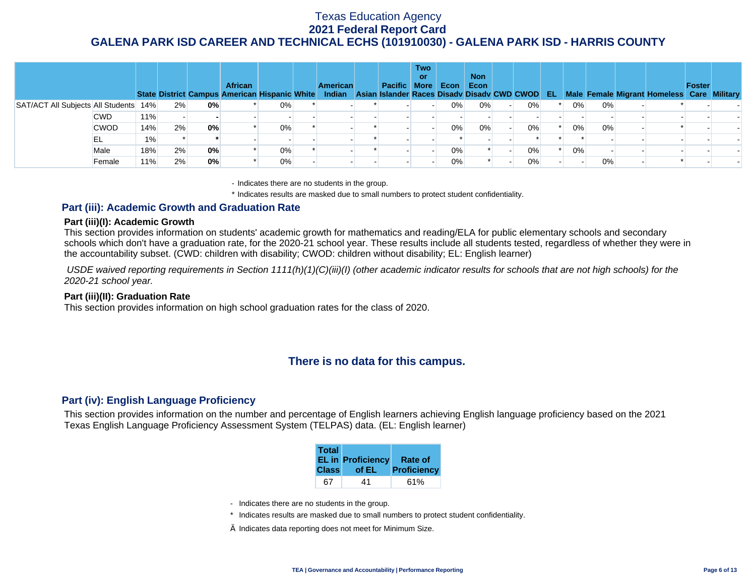# Texas Education Agency
## 2021 Federal Report Card
## GALENA PARK ISD CAREER AND TECHNICAL ECHS (101910030) - GALENA PARK ISD - HARRIS COUNTY

| | | State | District | Campus | African American | Hispanic | White | American Indian | Asian | Pacific Islander | Two or More Races | Econ Disadv | Non Econ Disadv | CWD | CWOD | EL | Male | Female | Migrant | Homeless | Foster Care | Military |
|---|---|---|---|---|---|---|---|---|---|---|---|---|---|---|---|---|---|---|---|---|---|---|
| SAT/ACT All Subjects | All Students | 14% | 2% | **0%** | * | 0% | * | - | * | - | - | 0% | 0% | - | 0% | * | 0% | 0% | - | * | - | - |
| | CWD | 11% | - | **-** | - | - | - | - | - | - | - | - | - | - | - | - | - | - | - | - | - | - |
| | CWOD | 14% | 2% | **0%** | * | 0% | * | - | * | - | - | 0% | 0% | - | 0% | * | 0% | 0% | - | * | - | - |
| | EL | 1% | * | ***** | - | - | - | - | * | - | - | * | - | - | * | * | * | - | - | - | - | - |
| | Male | 18% | 2% | **0%** | * | 0% | * | - | * | - | - | 0% | * | - | 0% | * | 0% | - | - | - | - | - |
| | Female | 11% | 2% | **0%** | * | 0% | - | - | - | - | - | 0% | * | - | 0% | - | - | 0% | - | * | - | - |

- Indicates there are no students in the group.

\* Indicates results are masked due to small numbers to protect student confidentiality.

### Part (iii): Academic Growth and Graduation Rate

#### Part (iii)(I): Academic Growth

This section provides information on students' academic growth for mathematics and reading/ELA for public elementary schools and secondary schools which don't have a graduation rate, for the 2020-21 school year. These results include all students tested, regardless of whether they were in the accountability subset. (CWD: children with disability; CWOD: children without disability; EL: English learner)

*USDE waived reporting requirements in Section 1111(h)(1)(C)(iii)(I) (other academic indicator results for schools that are not high schools) for the 2020-21 school year.*

#### Part (iii)(II): Graduation Rate

This section provides information on high school graduation rates for the class of 2020.

**There is no data for this campus.**

### Part (iv): English Language Proficiency

This section provides information on the number and percentage of English learners achieving English language proficiency based on the 2021 Texas English Language Proficiency Assessment System (TELPAS) data. (EL: English learner)

| Total EL in Class | Proficiency of EL | Rate of Proficiency |
|---|---|---|
| 67 | 41 | 61% |

- Indicates there are no students in the group.

\* Indicates results are masked due to small numbers to protect student confidentiality.

Ä Indicates data reporting does not meet for Minimum Size.